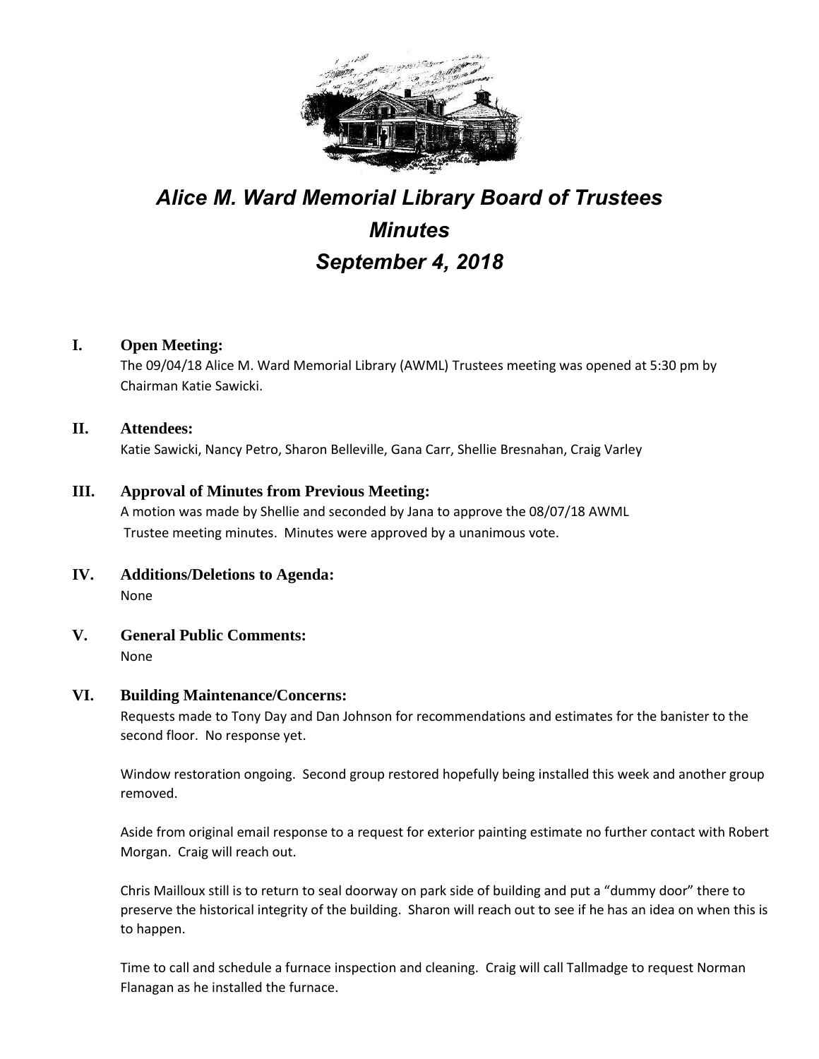# *Alice M. Ward Memorial Library Board of Trustees*
# *Minutes*
# *September 4, 2018*

## I. Open Meeting:

The 09/04/18 Alice M. Ward Memorial Library (AWML) Trustees meeting was opened at 5:30 pm by Chairman Katie Sawicki.

## II. Attendees:

Katie Sawicki, Nancy Petro, Sharon Belleville, Gana Carr, Shellie Bresnahan, Craig Varley

## III. Approval of Minutes from Previous Meeting:

A motion was made by Shellie and seconded by Jana to approve the 08/07/18 AWML Trustee meeting minutes. Minutes were approved by a unanimous vote.

## IV. Additions/Deletions to Agenda:

None

## V. General Public Comments:

None

## VI. Building Maintenance/Concerns:

Requests made to Tony Day and Dan Johnson for recommendations and estimates for the banister to the second floor. No response yet.

Window restoration ongoing. Second group restored hopefully being installed this week and another group removed.

Aside from original email response to a request for exterior painting estimate no further contact with Robert Morgan. Craig will reach out.

Chris Mailloux still is to return to seal doorway on park side of building and put a "dummy door" there to preserve the historical integrity of the building. Sharon will reach out to see if he has an idea on when this is to happen.

Time to call and schedule a furnace inspection and cleaning. Craig will call Tallmadge to request Norman Flanagan as he installed the furnace.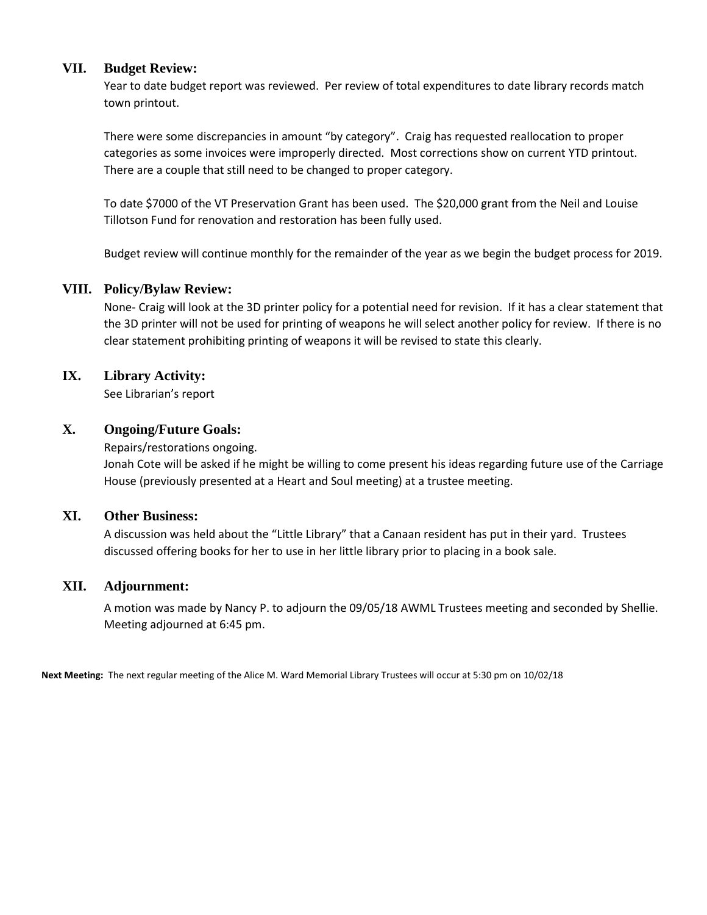## VII. Budget Review:

Year to date budget report was reviewed. Per review of total expenditures to date library records match town printout.

There were some discrepancies in amount "by category". Craig has requested reallocation to proper categories as some invoices were improperly directed. Most corrections show on current YTD printout. There are a couple that still need to be changed to proper category.

To date $7000 of the VT Preservation Grant has been used. The $20,000 grant from the Neil and Louise Tillotson Fund for renovation and restoration has been fully used.

Budget review will continue monthly for the remainder of the year as we begin the budget process for 2019.

## VIII. Policy/Bylaw Review:

None- Craig will look at the 3D printer policy for a potential need for revision. If it has a clear statement that the 3D printer will not be used for printing of weapons he will select another policy for review. If there is no clear statement prohibiting printing of weapons it will be revised to state this clearly.

## IX. Library Activity:

See Librarian's report

## X. Ongoing/Future Goals:

Repairs/restorations ongoing.
Jonah Cote will be asked if he might be willing to come present his ideas regarding future use of the Carriage House (previously presented at a Heart and Soul meeting) at a trustee meeting.

## XI. Other Business:

A discussion was held about the "Little Library" that a Canaan resident has put in their yard. Trustees discussed offering books for her to use in her little library prior to placing in a book sale.

## XII. Adjournment:

A motion was made by Nancy P. to adjourn the 09/05/18 AWML Trustees meeting and seconded by Shellie. Meeting adjourned at 6:45 pm.

**Next Meeting:** The next regular meeting of the Alice M. Ward Memorial Library Trustees will occur at 5:30 pm on 10/02/18